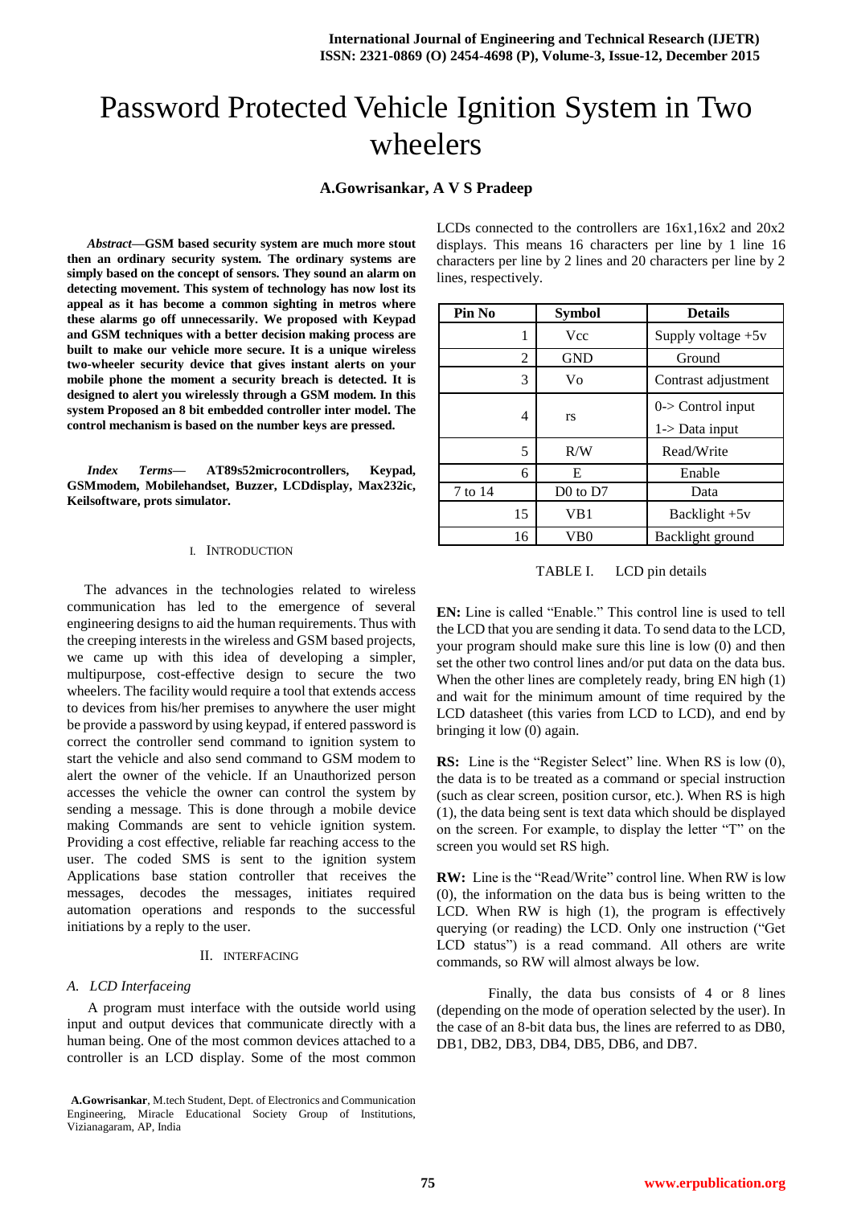# Password Protected Vehicle Ignition System in Two wheelers

**A.Gowrisankar, A V S Pradeep**

***Abstract*—GSM based security system are much more stout then an ordinary security system. The ordinary systems are simply based on the concept of sensors. They sound an alarm on detecting movement. This system of technology has now lost its appeal as it has become a common sighting in metros where these alarms go off unnecessarily. We proposed with Keypad and GSM techniques with a better decision making process are built to make our vehicle more secure. It is a unique wireless two-wheeler security device that gives instant alerts on your mobile phone the moment a security breach is detected. It is designed to alert you wirelessly through a GSM modem. In this system Proposed an 8 bit embedded controller inter model. The control mechanism is based on the number keys are pressed.**

***Index Terms*— AT89s52microcontrollers, Keypad, GSMmodem, Mobilehandset, Buzzer, LCDdisplay, Max232ic, Keilsoftware, prots simulator.**

## I. Introduction

The advances in the technologies related to wireless communication has led to the emergence of several engineering designs to aid the human requirements. Thus with the creeping interests in the wireless and GSM based projects, we came up with this idea of developing a simpler, multipurpose, cost-effective design to secure the two wheelers. The facility would require a tool that extends access to devices from his/her premises to anywhere the user might be provide a password by using keypad, if entered password is correct the controller send command to ignition system to start the vehicle and also send command to GSM modem to alert the owner of the vehicle. If an Unauthorized person accesses the vehicle the owner can control the system by sending a message. This is done through a mobile device making Commands are sent to vehicle ignition system. Providing a cost effective, reliable far reaching access to the user. The coded SMS is sent to the ignition system Applications base station controller that receives the messages, decodes the messages, initiates required automation operations and responds to the successful initiations by a reply to the user.

## II. Interfacing

### A. LCD Interfaceing

A program must interface with the outside world using input and output devices that communicate directly with a human being. One of the most common devices attached to a controller is an LCD display. Some of the most common LCDs connected to the controllers are 16x1,16x2 and 20x2 displays. This means 16 characters per line by 1 line 16 characters per line by 2 lines and 20 characters per line by 2 lines, respectively.

| Pin No | Symbol | Details |
|---|---|---|
| 1 | Vcc | Supply voltage +5v |
| 2 | GND | Ground |
| 3 | Vo | Contrast adjustment |
| 4 | rs | 0-> Control input<br>1-> Data input |
| 5 | R/W | Read/Write |
| 6 | E | Enable |
| 7 to 14 | D0 to D7 | Data |
| 15 | VB1 | Backlight +5v |
| 16 | VB0 | Backlight ground |

TABLE I. LCD pin details

**EN:** Line is called "Enable." This control line is used to tell the LCD that you are sending it data. To send data to the LCD, your program should make sure this line is low (0) and then set the other two control lines and/or put data on the data bus. When the other lines are completely ready, bring EN high (1) and wait for the minimum amount of time required by the LCD datasheet (this varies from LCD to LCD), and end by bringing it low (0) again.

**RS:** Line is the "Register Select" line. When RS is low (0), the data is to be treated as a command or special instruction (such as clear screen, position cursor, etc.). When RS is high (1), the data being sent is text data which should be displayed on the screen. For example, to display the letter "T" on the screen you would set RS high.

**RW:** Line is the "Read/Write" control line. When RW is low (0), the information on the data bus is being written to the LCD. When RW is high (1), the program is effectively querying (or reading) the LCD. Only one instruction ("Get LCD status") is a read command. All others are write commands, so RW will almost always be low.

Finally, the data bus consists of 4 or 8 lines (depending on the mode of operation selected by the user). In the case of an 8-bit data bus, the lines are referred to as DB0, DB1, DB2, DB3, DB4, DB5, DB6, and DB7.

**A.Gowrisankar**, M.tech Student, Dept. of Electronics and Communication Engineering, Miracle Educational Society Group of Institutions, Vizianagaram, AP, India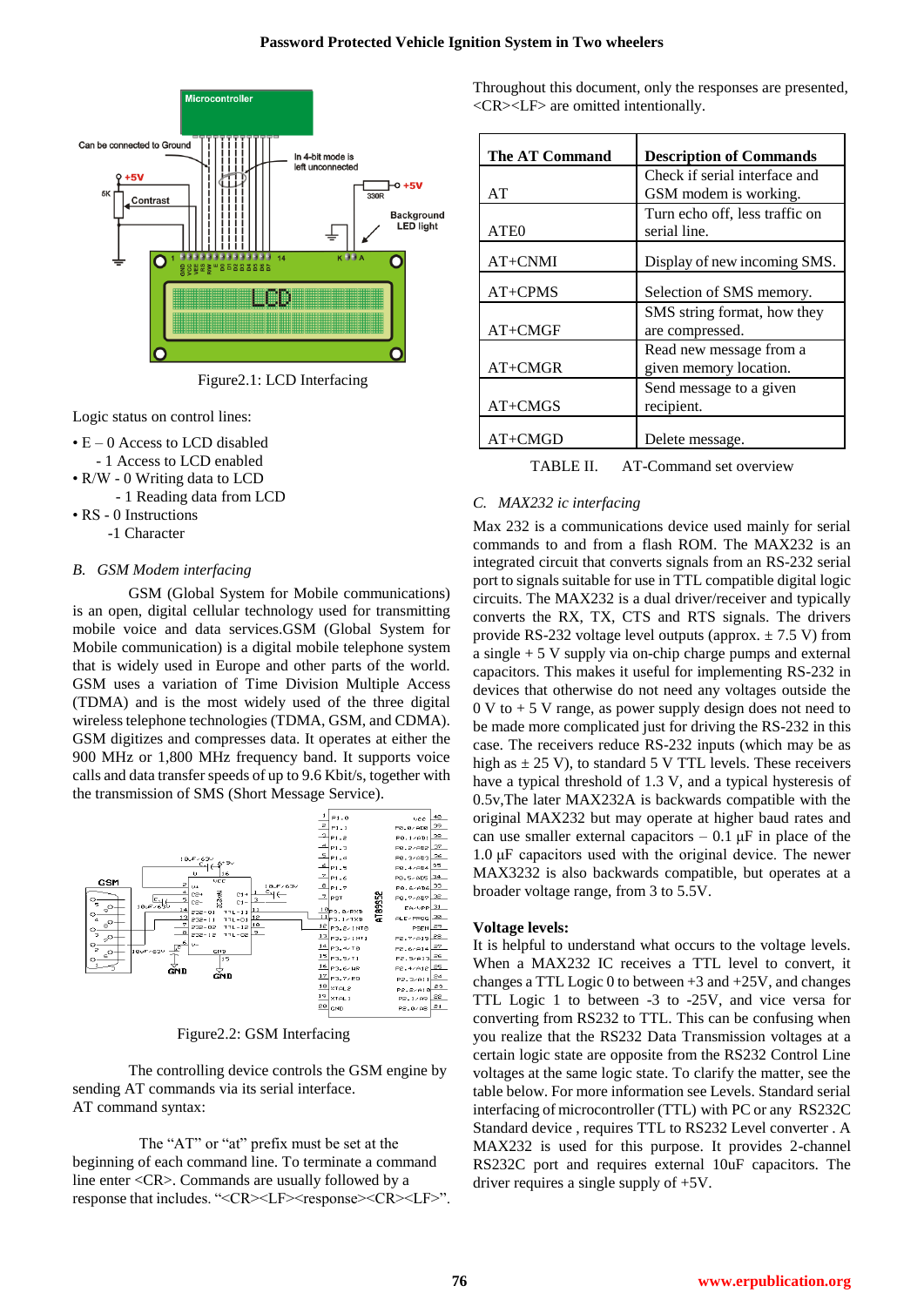Figure2.1: LCD Interfacing

Logic status on control lines:

- E – 0 Access to LCD disabled
  - 1 Access to LCD enabled
- R/W - 0 Writing data to LCD
  - 1 Reading data from LCD
- RS - 0 Instructions
  - 1 Character

## B. GSM Modem interfacing

GSM (Global System for Mobile communications) is an open, digital cellular technology used for transmitting mobile voice and data services.GSM (Global System for Mobile communication) is a digital mobile telephone system that is widely used in Europe and other parts of the world. GSM uses a variation of Time Division Multiple Access (TDMA) and is the most widely used of the three digital wireless telephone technologies (TDMA, GSM, and CDMA). GSM digitizes and compresses data. It operates at either the 900 MHz or 1,800 MHz frequency band. It supports voice calls and data transfer speeds of up to 9.6 Kbit/s, together with the transmission of SMS (Short Message Service).

Figure2.2: GSM Interfacing

The controlling device controls the GSM engine by sending AT commands via its serial interface.
AT command syntax:

The “AT” or “at” prefix must be set at the beginning of each command line. To terminate a command line enter <CR>. Commands are usually followed by a response that includes. “<CR><LF><response><CR><LF>”.

Throughout this document, only the responses are presented, <CR><LF> are omitted intentionally.

| The AT Command | Description of Commands |
|---|---|
| AT | Check if serial interface and GSM modem is working. |
| ATE0 | Turn echo off, less traffic on serial line. |
| AT+CNMI | Display of new incoming SMS. |
| AT+CPMS | Selection of SMS memory. |
| AT+CMGF | SMS string format, how they are compressed. |
| AT+CMGR | Read new message from a given memory location. |
| AT+CMGS | Send message to a given recipient. |
| AT+CMGD | Delete message. |

TABLE II. AT-Command set overview

## C. MAX232 ic interfacing

Max 232 is a communications device used mainly for serial commands to and from a flash ROM. The MAX232 is an integrated circuit that converts signals from an RS-232 serial port to signals suitable for use in TTL compatible digital logic circuits. The MAX232 is a dual driver/receiver and typically converts the RX, TX, CTS and RTS signals. The drivers provide RS-232 voltage level outputs (approx. ± 7.5 V) from a single + 5 V supply via on-chip charge pumps and external capacitors. This makes it useful for implementing RS-232 in devices that otherwise do not need any voltages outside the 0 V to + 5 V range, as power supply design does not need to be made more complicated just for driving the RS-232 in this case. The receivers reduce RS-232 inputs (which may be as high as ± 25 V), to standard 5 V TTL levels. These receivers have a typical threshold of 1.3 V, and a typical hysteresis of 0.5v,The later MAX232A is backwards compatible with the original MAX232 but may operate at higher baud rates and can use smaller external capacitors – 0.1 μF in place of the 1.0 μF capacitors used with the original device. The newer MAX3232 is also backwards compatible, but operates at a broader voltage range, from 3 to 5.5V.

**Voltage levels:**

It is helpful to understand what occurs to the voltage levels. When a MAX232 IC receives a TTL level to convert, it changes a TTL Logic 0 to between +3 and +25V, and changes TTL Logic 1 to between -3 to -25V, and vice versa for converting from RS232 to TTL. This can be confusing when you realize that the RS232 Data Transmission voltages at a certain logic state are opposite from the RS232 Control Line voltages at the same logic state. To clarify the matter, see the table below. For more information see Levels. Standard serial interfacing of microcontroller (TTL) with PC or any RS232C Standard device , requires TTL to RS232 Level converter . A MAX232 is used for this purpose. It provides 2-channel RS232C port and requires external 10uF capacitors. The driver requires a single supply of +5V.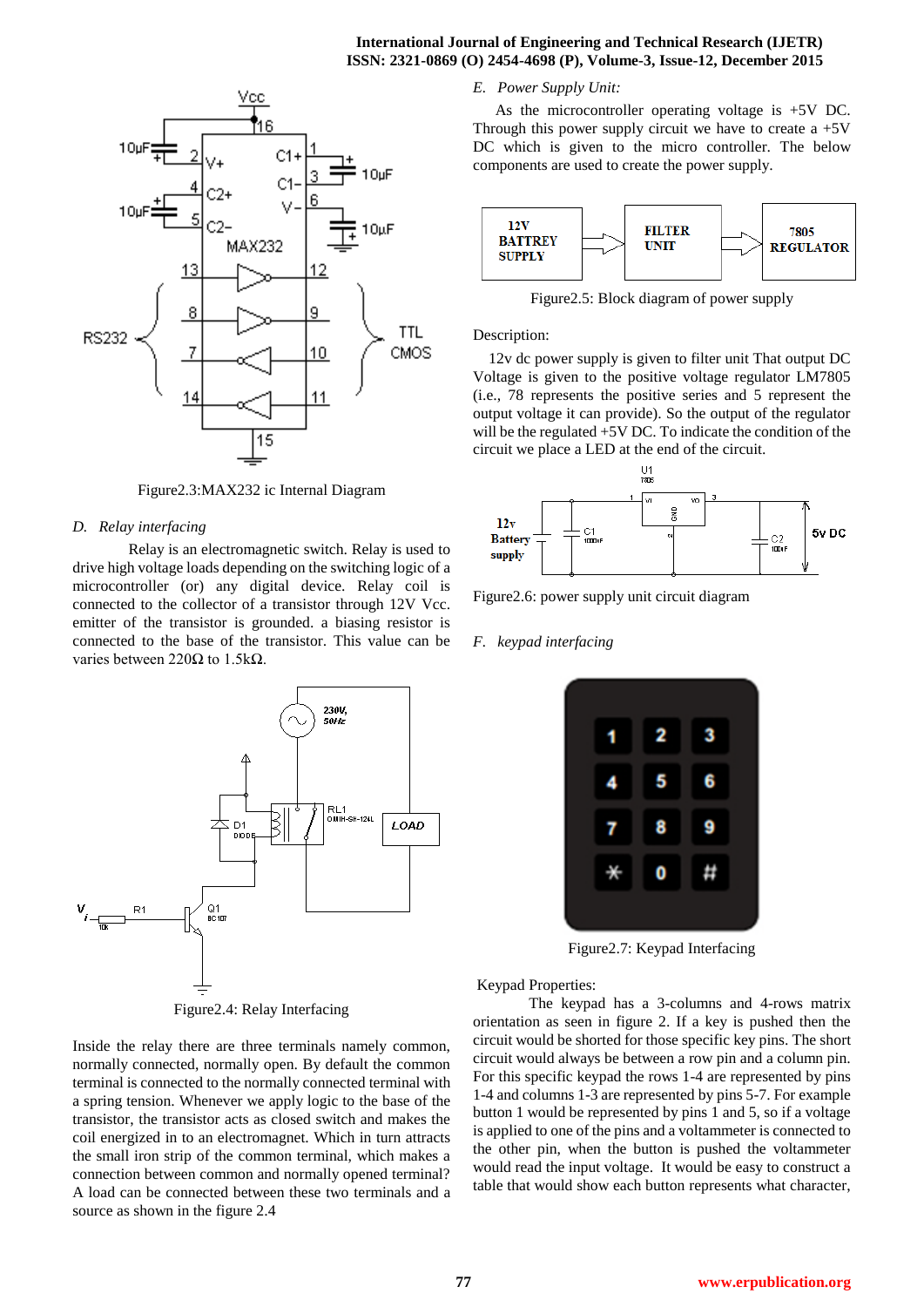Figure2.3:MAX232 ic Internal Diagram

### *D. Relay interfacing*

Relay is an electromagnetic switch. Relay is used to drive high voltage loads depending on the switching logic of a microcontroller (or) any digital device. Relay coil is connected to the collector of a transistor through 12V Vcc. emitter of the transistor is grounded. a biasing resistor is connected to the base of the transistor. This value can be varies between 220Ω to 1.5kΩ.

Figure2.4: Relay Interfacing

Inside the relay there are three terminals namely common, normally connected, normally open. By default the common terminal is connected to the normally connected terminal with a spring tension. Whenever we apply logic to the base of the transistor, the transistor acts as closed switch and makes the coil energized in to an electromagnet. Which in turn attracts the small iron strip of the common terminal, which makes a connection between common and normally opened terminal? A load can be connected between these two terminals and a source as shown in the figure 2.4

### *E. Power Supply Unit:*

As the microcontroller operating voltage is +5V DC. Through this power supply circuit we have to create a +5V DC which is given to the micro controller. The below components are used to create the power supply.

Figure2.5: Block diagram of power supply

Description:

12v dc power supply is given to filter unit That output DC Voltage is given to the positive voltage regulator LM7805 (i.e., 78 represents the positive series and 5 represent the output voltage it can provide). So the output of the regulator will be the regulated +5V DC. To indicate the condition of the circuit we place a LED at the end of the circuit.

Figure2.6: power supply unit circuit diagram

### *F. keypad interfacing*

Figure2.7: Keypad Interfacing

Keypad Properties:

The keypad has a 3-columns and 4-rows matrix orientation as seen in figure 2. If a key is pushed then the circuit would be shorted for those specific key pins. The short circuit would always be between a row pin and a column pin. For this specific keypad the rows 1-4 are represented by pins 1-4 and columns 1-3 are represented by pins 5-7. For example button 1 would be represented by pins 1 and 5, so if a voltage is applied to one of the pins and a voltammeter is connected to the other pin, when the button is pushed the voltammeter would read the input voltage. It would be easy to construct a table that would show each button represents what character,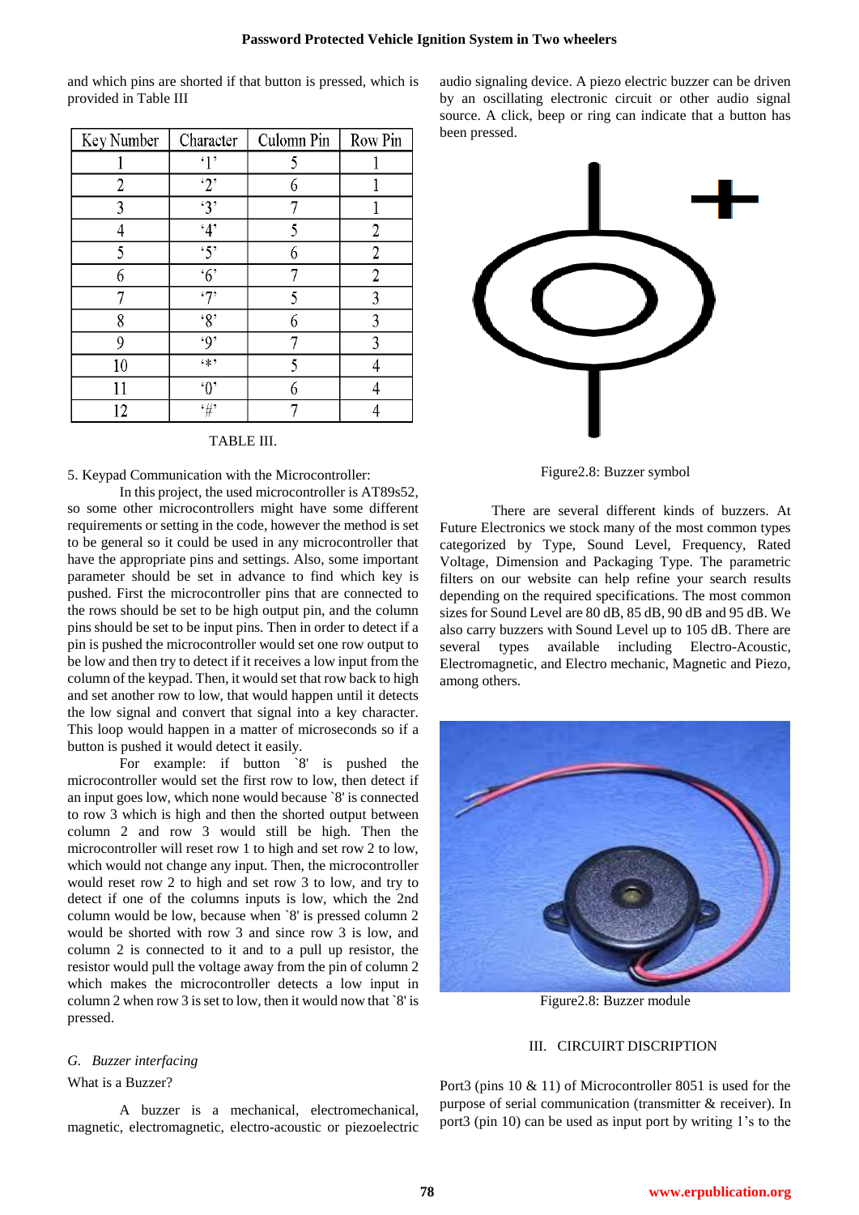and which pins are shorted if that button is pressed, which is provided in Table III

| Key Number | Character | Culomn Pin | Row Pin |
|---|---|---|---|
| 1 | '1' | 5 | 1 |
| 2 | '2' | 6 | 1 |
| 3 | '3' | 7 | 1 |
| 4 | '4' | 5 | 2 |
| 5 | '5' | 6 | 2 |
| 6 | '6' | 7 | 2 |
| 7 | '7' | 5 | 3 |
| 8 | '8' | 6 | 3 |
| 9 | '9' | 7 | 3 |
| 10 | '*' | 5 | 4 |
| 11 | '0' | 6 | 4 |
| 12 | '#' | 7 | 4 |

TABLE III.

5. Keypad Communication with the Microcontroller:

In this project, the used microcontroller is AT89s52, so some other microcontrollers might have some different requirements or setting in the code, however the method is set to be general so it could be used in any microcontroller that have the appropriate pins and settings. Also, some important parameter should be set in advance to find which key is pushed. First the microcontroller pins that are connected to the rows should be set to be high output pin, and the column pins should be set to be input pins. Then in order to detect if a pin is pushed the microcontroller would set one row output to be low and then try to detect if it receives a low input from the column of the keypad. Then, it would set that row back to high and set another row to low, that would happen until it detects the low signal and convert that signal into a key character. This loop would happen in a matter of microseconds so if a button is pushed it would detect it easily.

For example: if button `8' is pushed the microcontroller would set the first row to low, then detect if an input goes low, which none would because `8' is connected to row 3 which is high and then the shorted output between column 2 and row 3 would still be high. Then the microcontroller will reset row 1 to high and set row 2 to low, which would not change any input. Then, the microcontroller would reset row 2 to high and set row 3 to low, and try to detect if one of the columns inputs is low, which the 2nd column would be low, because when `8' is pressed column 2 would be shorted with row 3 and since row 3 is low, and column 2 is connected to it and to a pull up resistor, the resistor would pull the voltage away from the pin of column 2 which makes the microcontroller detects a low input in column 2 when row 3 is set to low, then it would now that `8' is pressed.

### *G. Buzzer interfacing*

What is a Buzzer?

A buzzer is a mechanical, electromechanical, magnetic, electromagnetic, electro-acoustic or piezoelectric audio signaling device. A piezo electric buzzer can be driven by an oscillating electronic circuit or other audio signal source. A click, beep or ring can indicate that a button has been pressed.

Figure2.8: Buzzer symbol

There are several different kinds of buzzers. At Future Electronics we stock many of the most common types categorized by Type, Sound Level, Frequency, Rated Voltage, Dimension and Packaging Type. The parametric filters on our website can help refine your search results depending on the required specifications. The most common sizes for Sound Level are 80 dB, 85 dB, 90 dB and 95 dB. We also carry buzzers with Sound Level up to 105 dB. There are several types available including Electro-Acoustic, Electromagnetic, and Electro mechanic, Magnetic and Piezo, among others.

Figure2.8: Buzzer module

## III. CIRCUIRT DISCRIPTION

Port3 (pins 10 & 11) of Microcontroller 8051 is used for the purpose of serial communication (transmitter & receiver). In port3 (pin 10) can be used as input port by writing 1's to the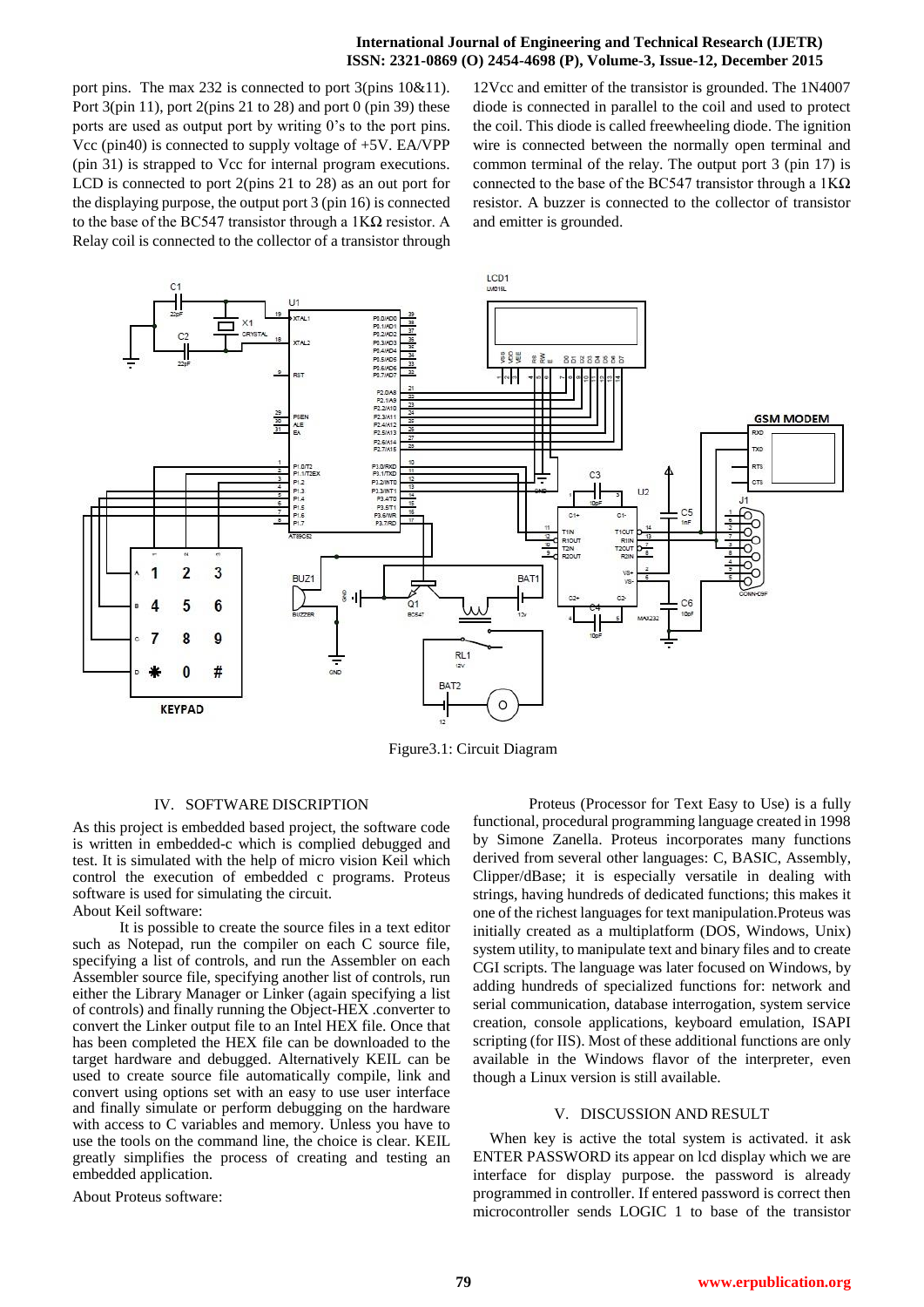port pins. The max 232 is connected to port 3(pins 10&11). Port 3(pin 11), port 2(pins 21 to 28) and port 0 (pin 39) these ports are used as output port by writing 0's to the port pins. Vcc (pin40) is connected to supply voltage of +5V. EA/VPP (pin 31) is strapped to Vcc for internal program executions. LCD is connected to port 2(pins 21 to 28) as an out port for the displaying purpose, the output port 3 (pin 16) is connected to the base of the BC547 transistor through a 1KΩ resistor. A Relay coil is connected to the collector of a transistor through 12Vcc and emitter of the transistor is grounded. The 1N4007 diode is connected in parallel to the coil and used to protect the coil. This diode is called freewheeling diode. The ignition wire is connected between the normally open terminal and common terminal of the relay. The output port 3 (pin 17) is connected to the base of the BC547 transistor through a 1KΩ resistor. A buzzer is connected to the collector of transistor and emitter is grounded.

Figure3.1: Circuit Diagram

## IV. SOFTWARE DISCRIPTION

As this project is embedded based project, the software code is written in embedded-c which is complied debugged and test. It is simulated with the help of micro vision Keil which control the execution of embedded c programs. Proteus software is used for simulating the circuit.

About Keil software:

It is possible to create the source files in a text editor such as Notepad, run the compiler on each C source file, specifying a list of controls, and run the Assembler on each Assembler source file, specifying another list of controls, run either the Library Manager or Linker (again specifying a list of controls) and finally running the Object-HEX .converter to convert the Linker output file to an Intel HEX file. Once that has been completed the HEX file can be downloaded to the target hardware and debugged. Alternatively KEIL can be used to create source file automatically compile, link and convert using options set with an easy to use user interface and finally simulate or perform debugging on the hardware with access to C variables and memory. Unless you have to use the tools on the command line, the choice is clear. KEIL greatly simplifies the process of creating and testing an embedded application.

About Proteus software:

Proteus (Processor for Text Easy to Use) is a fully functional, procedural programming language created in 1998 by Simone Zanella. Proteus incorporates many functions derived from several other languages: C, BASIC, Assembly, Clipper/dBase; it is especially versatile in dealing with strings, having hundreds of dedicated functions; this makes it one of the richest languages for text manipulation.Proteus was initially created as a multiplatform (DOS, Windows, Unix) system utility, to manipulate text and binary files and to create CGI scripts. The language was later focused on Windows, by adding hundreds of specialized functions for: network and serial communication, database interrogation, system service creation, console applications, keyboard emulation, ISAPI scripting (for IIS). Most of these additional functions are only available in the Windows flavor of the interpreter, even though a Linux version is still available.

## V. DISCUSSION AND RESULT

When key is active the total system is activated. it ask ENTER PASSWORD its appear on lcd display which we are interface for display purpose. the password is already programmed in controller. If entered password is correct then microcontroller sends LOGIC 1 to base of the transistor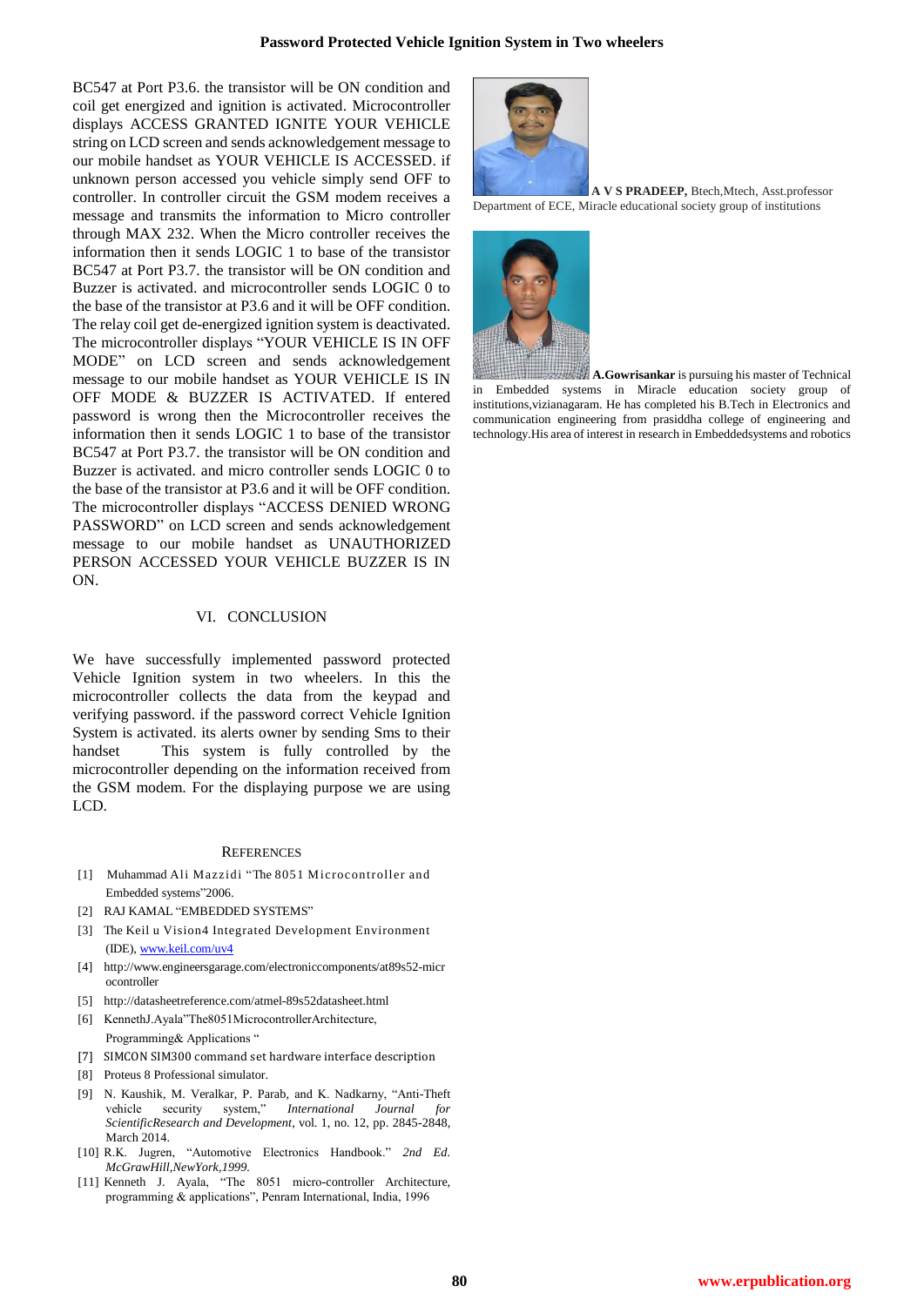BC547 at Port P3.6. the transistor will be ON condition and coil get energized and ignition is activated. Microcontroller displays ACCESS GRANTED IGNITE YOUR VEHICLE string on LCD screen and sends acknowledgement message to our mobile handset as YOUR VEHICLE IS ACCESSED. if unknown person accessed you vehicle simply send OFF to controller. In controller circuit the GSM modem receives a message and transmits the information to Micro controller through MAX 232. When the Micro controller receives the information then it sends LOGIC 1 to base of the transistor BC547 at Port P3.7. the transistor will be ON condition and Buzzer is activated. and microcontroller sends LOGIC 0 to the base of the transistor at P3.6 and it will be OFF condition. The relay coil get de-energized ignition system is deactivated. The microcontroller displays "YOUR VEHICLE IS IN OFF MODE" on LCD screen and sends acknowledgement message to our mobile handset as YOUR VEHICLE IS IN OFF MODE & BUZZER IS ACTIVATED. If entered password is wrong then the Microcontroller receives the information then it sends LOGIC 1 to base of the transistor BC547 at Port P3.7. the transistor will be ON condition and Buzzer is activated. and micro controller sends LOGIC 0 to the base of the transistor at P3.6 and it will be OFF condition. The microcontroller displays "ACCESS DENIED WRONG PASSWORD" on LCD screen and sends acknowledgement message to our mobile handset as UNAUTHORIZED PERSON ACCESSED YOUR VEHICLE BUZZER IS IN ON.

## VI. CONCLUSION

We have successfully implemented password protected Vehicle Ignition system in two wheelers. In this the microcontroller collects the data from the keypad and verifying password. if the password correct Vehicle Ignition System is activated. its alerts owner by sending Sms to their handset This system is fully controlled by the microcontroller depending on the information received from the GSM modem. For the displaying purpose we are using LCD.

## REFERENCES

[1] Muhammad Ali Mazzidi "The 8051 Microcontroller and Embedded systems"2006.
[2] RAJ KAMAL "EMBEDDED SYSTEMS"
[3] The Keil u Vision4 Integrated Development Environment (IDE), www.keil.com/uv4
[4] http://www.engineersgarage.com/electroniccomponents/at89s52-microcontroller
[5] http://datasheetreference.com/atmel-89s52datasheet.html
[6] KennethJ.Ayala"The8051MicrocontrollerArchitecture, Programming& Applications "
[7] SIMCON SIM300 command set hardware interface description
[8] Proteus 8 Professional simulator.
[9] N. Kaushik, M. Veralkar, P. Parab, and K. Nadkarny, "Anti-Theft vehicle security system," *International Journal for ScientificResearch and Development*, vol. 1, no. 12, pp. 2845-2848, March 2014.
[10] R.K. Jugren, "Automotive Electronics Handbook." *2nd Ed. McGrawHill,NewYork,1999.*
[11] Kenneth J. Ayala, "The 8051 micro-controller Architecture, programming & applications", Penram International, India, 1996

**A V S PRADEEP,** Btech,Mtech, Asst.professor Department of ECE, Miracle educational society group of institutions

**A.Gowrisankar** is pursuing his master of Technical in Embedded systems in Miracle education society group of institutions,vizianagaram. He has completed his B.Tech in Electronics and communication engineering from prasiddha college of engineering and technology.His area of interest in research in Embeddedsystems and robotics